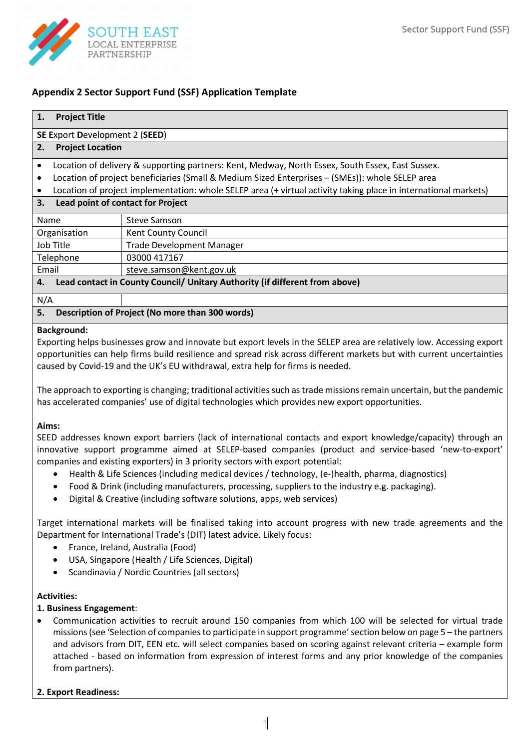## Appendix 2 Sector Support Fund (SSF) Application Template

### 1. Project Title

**SE** Export **D**evelopment 2 (**SEED**)

### 2. Project Location

- Location of delivery & supporting partners: Kent, Medway, North Essex, South Essex, East Sussex.
- Location of project beneficiaries (Small & Medium Sized Enterprises – (SMEs)): whole SELEP area
- Location of project implementation: whole SELEP area (+ virtual activity taking place in international markets)

### 3. Lead point of contact for Project

| | |
|---|---|
| Name | Steve Samson |
| Organisation | Kent County Council |
| Job Title | Trade Development Manager |
| Telephone | 03000 417167 |
| Email | steve.samson@kent.gov.uk |

### 4. Lead contact in County Council/ Unitary Authority (if different from above)

| | |
|---|---|
| N/A | |

### 5. Description of Project (No more than 300 words)

**Background:**

Exporting helps businesses grow and innovate but export levels in the SELEP area are relatively low. Accessing export opportunities can help firms build resilience and spread risk across different markets but with current uncertainties caused by Covid-19 and the UK's EU withdrawal, extra help for firms is needed.

The approach to exporting is changing; traditional activities such as trade missions remain uncertain, but the pandemic has accelerated companies' use of digital technologies which provides new export opportunities.

**Aims:**

SEED addresses known export barriers (lack of international contacts and export knowledge/capacity) through an innovative support programme aimed at SELEP-based companies (product and service-based 'new-to-export' companies and existing exporters) in 3 priority sectors with export potential:

- Health & Life Sciences (including medical devices / technology, (e-)health, pharma, diagnostics)
- Food & Drink (including manufacturers, processing, suppliers to the industry e.g. packaging).
- Digital & Creative (including software solutions, apps, web services)

Target international markets will be finalised taking into account progress with new trade agreements and the Department for International Trade's (DIT) latest advice. Likely focus:

- France, Ireland, Australia (Food)
- USA, Singapore (Health / Life Sciences, Digital)
- Scandinavia / Nordic Countries (all sectors)

**Activities:**

**1. Business Engagement**:

- Communication activities to recruit around 150 companies from which 100 will be selected for virtual trade missions (see 'Selection of companies to participate in support programme' section below on page 5 – the partners and advisors from DIT, EEN etc. will select companies based on scoring against relevant criteria – example form attached - based on information from expression of interest forms and any prior knowledge of the companies from partners).

**2. Export Readiness:**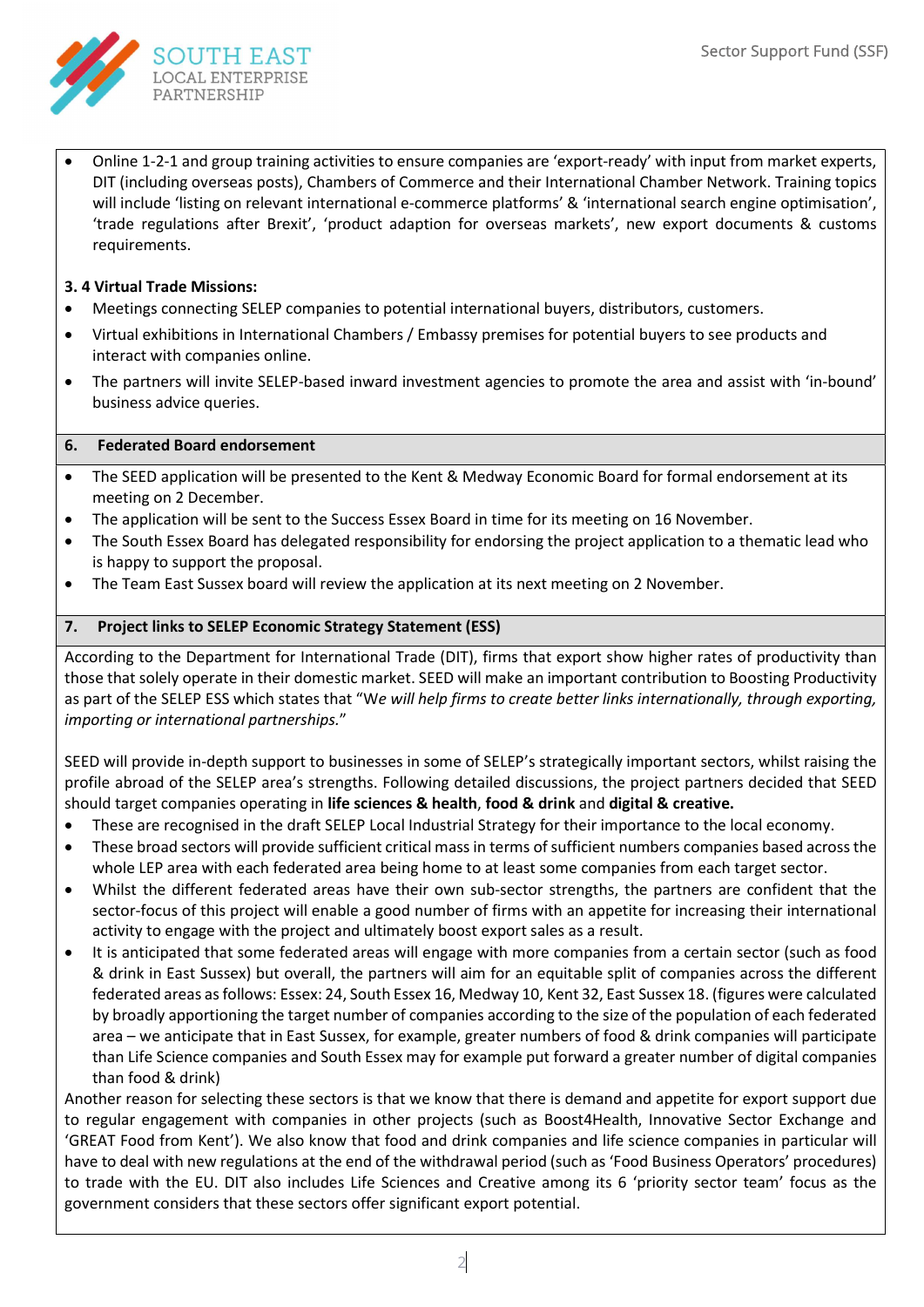- Online 1-2-1 and group training activities to ensure companies are 'export-ready' with input from market experts, DIT (including overseas posts), Chambers of Commerce and their International Chamber Network. Training topics will include 'listing on relevant international e-commerce platforms' & 'international search engine optimisation', 'trade regulations after Brexit', 'product adaption for overseas markets', new export documents & customs requirements.

**3. 4 Virtual Trade Missions:**

- Meetings connecting SELEP companies to potential international buyers, distributors, customers.
- Virtual exhibitions in International Chambers / Embassy premises for potential buyers to see products and interact with companies online.
- The partners will invite SELEP-based inward investment agencies to promote the area and assist with 'in-bound' business advice queries.

## 6. Federated Board endorsement

- The SEED application will be presented to the Kent & Medway Economic Board for formal endorsement at its meeting on 2 December.
- The application will be sent to the Success Essex Board in time for its meeting on 16 November.
- The South Essex Board has delegated responsibility for endorsing the project application to a thematic lead who is happy to support the proposal.
- The Team East Sussex board will review the application at its next meeting on 2 November.

## 7. Project links to SELEP Economic Strategy Statement (ESS)

According to the Department for International Trade (DIT), firms that export show higher rates of productivity than those that solely operate in their domestic market. SEED will make an important contribution to Boosting Productivity as part of the SELEP ESS which states that "W*e will help firms to create better links internationally, through exporting, importing or international partnerships.*"

SEED will provide in-depth support to businesses in some of SELEP's strategically important sectors, whilst raising the profile abroad of the SELEP area's strengths. Following detailed discussions, the project partners decided that SEED should target companies operating in **life sciences & health**, **food & drink** and **digital & creative.**

- These are recognised in the draft SELEP Local Industrial Strategy for their importance to the local economy.
- These broad sectors will provide sufficient critical mass in terms of sufficient numbers companies based across the whole LEP area with each federated area being home to at least some companies from each target sector.
- Whilst the different federated areas have their own sub-sector strengths, the partners are confident that the sector-focus of this project will enable a good number of firms with an appetite for increasing their international activity to engage with the project and ultimately boost export sales as a result.
- It is anticipated that some federated areas will engage with more companies from a certain sector (such as food & drink in East Sussex) but overall, the partners will aim for an equitable split of companies across the different federated areas as follows: Essex: 24, South Essex 16, Medway 10, Kent 32, East Sussex 18. (figures were calculated by broadly apportioning the target number of companies according to the size of the population of each federated area – we anticipate that in East Sussex, for example, greater numbers of food & drink companies will participate than Life Science companies and South Essex may for example put forward a greater number of digital companies than food & drink)

Another reason for selecting these sectors is that we know that there is demand and appetite for export support due to regular engagement with companies in other projects (such as Boost4Health, Innovative Sector Exchange and 'GREAT Food from Kent'). We also know that food and drink companies and life science companies in particular will have to deal with new regulations at the end of the withdrawal period (such as 'Food Business Operators' procedures) to trade with the EU. DIT also includes Life Sciences and Creative among its 6 'priority sector team' focus as the government considers that these sectors offer significant export potential.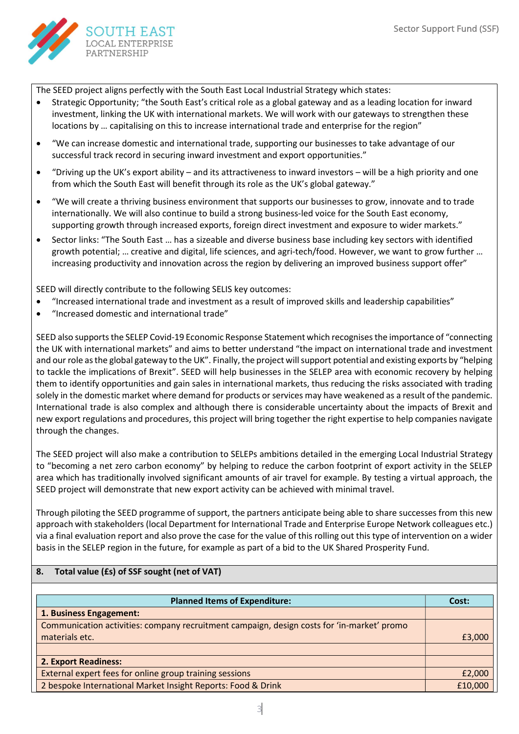The SEED project aligns perfectly with the South East Local Industrial Strategy which states:

- Strategic Opportunity; "the South East's critical role as a global gateway and as a leading location for inward investment, linking the UK with international markets. We will work with our gateways to strengthen these locations by … capitalising on this to increase international trade and enterprise for the region"
- "We can increase domestic and international trade, supporting our businesses to take advantage of our successful track record in securing inward investment and export opportunities."
- "Driving up the UK's export ability – and its attractiveness to inward investors – will be a high priority and one from which the South East will benefit through its role as the UK's global gateway."
- "We will create a thriving business environment that supports our businesses to grow, innovate and to trade internationally. We will also continue to build a strong business-led voice for the South East economy, supporting growth through increased exports, foreign direct investment and exposure to wider markets."
- Sector links: "The South East … has a sizeable and diverse business base including key sectors with identified growth potential; … creative and digital, life sciences, and agri-tech/food. However, we want to grow further … increasing productivity and innovation across the region by delivering an improved business support offer"

SEED will directly contribute to the following SELIS key outcomes:

- "Increased international trade and investment as a result of improved skills and leadership capabilities"
- "Increased domestic and international trade"

SEED also supports the SELEP Covid-19 Economic Response Statement which recognises the importance of "connecting the UK with international markets" and aims to better understand "the impact on international trade and investment and our role as the global gateway to the UK". Finally, the project will support potential and existing exports by "helping to tackle the implications of Brexit". SEED will help businesses in the SELEP area with economic recovery by helping them to identify opportunities and gain sales in international markets, thus reducing the risks associated with trading solely in the domestic market where demand for products or services may have weakened as a result of the pandemic. International trade is also complex and although there is considerable uncertainty about the impacts of Brexit and new export regulations and procedures, this project will bring together the right expertise to help companies navigate through the changes.

The SEED project will also make a contribution to SELEPs ambitions detailed in the emerging Local Industrial Strategy to "becoming a net zero carbon economy" by helping to reduce the carbon footprint of export activity in the SELEP area which has traditionally involved significant amounts of air travel for example. By testing a virtual approach, the SEED project will demonstrate that new export activity can be achieved with minimal travel.

Through piloting the SEED programme of support, the partners anticipate being able to share successes from this new approach with stakeholders (local Department for International Trade and Enterprise Europe Network colleagues etc.) via a final evaluation report and also prove the case for the value of this rolling out this type of intervention on a wider basis in the SELEP region in the future, for example as part of a bid to the UK Shared Prosperity Fund.

## 8. Total value (£s) of SSF sought (net of VAT)

| Planned Items of Expenditure: | Cost: |
|---|---|
| **1. Business Engagement:** | |
| Communication activities: company recruitment campaign, design costs for 'in-market' promo materials etc. | £3,000 |
| | |
| **2. Export Readiness:** | |
| External expert fees for online group training sessions | £2,000 |
| 2 bespoke International Market Insight Reports: Food & Drink | £10,000 |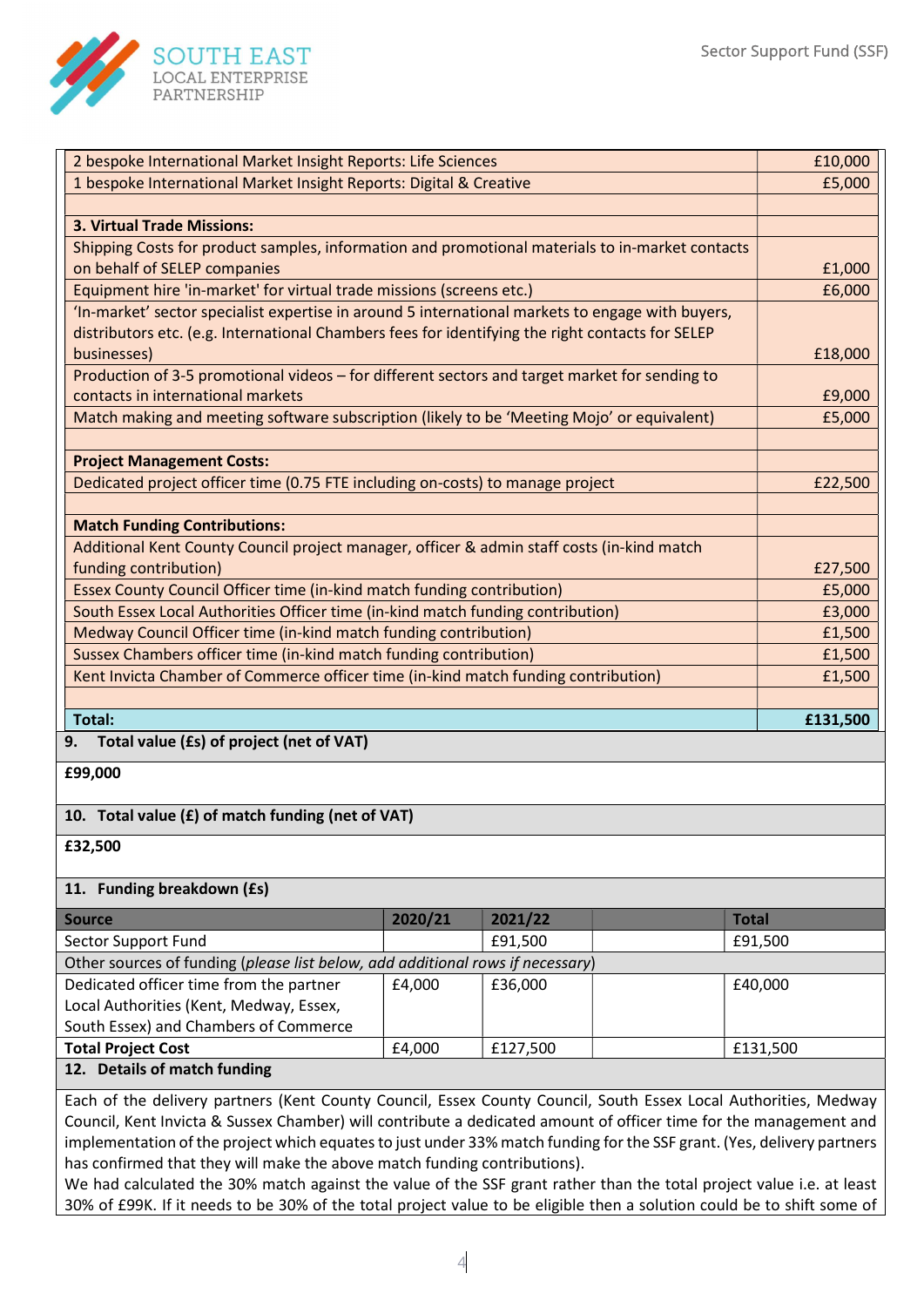| | |
|---|---|
| 2 bespoke International Market Insight Reports: Life Sciences | £10,000 |
| 1 bespoke International Market Insight Reports: Digital & Creative | £5,000 |
| | |
| **3. Virtual Trade Missions:** | |
| Shipping Costs for product samples, information and promotional materials to in-market contacts on behalf of SELEP companies | £1,000 |
| Equipment hire 'in-market' for virtual trade missions (screens etc.) | £6,000 |
| 'In-market' sector specialist expertise in around 5 international markets to engage with buyers, distributors etc. (e.g. International Chambers fees for identifying the right contacts for SELEP businesses) | £18,000 |
| Production of 3-5 promotional videos – for different sectors and target market for sending to contacts in international markets | £9,000 |
| Match making and meeting software subscription (likely to be 'Meeting Mojo' or equivalent) | £5,000 |
| | |
| **Project Management Costs:** | |
| Dedicated project officer time (0.75 FTE including on-costs) to manage project | £22,500 |
| | |
| **Match Funding Contributions:** | |
| Additional Kent County Council project manager, officer & admin staff costs (in-kind match funding contribution) | £27,500 |
| Essex County Council Officer time (in-kind match funding contribution) | £5,000 |
| South Essex Local Authorities Officer time (in-kind match funding contribution) | £3,000 |
| Medway Council Officer time (in-kind match funding contribution) | £1,500 |
| Sussex Chambers officer time (in-kind match funding contribution) | £1,500 |
| Kent Invicta Chamber of Commerce officer time (in-kind match funding contribution) | £1,500 |
| | |
| **Total:** | **£131,500** |

**9. Total value (£s) of project (net of VAT)**

**£99,000**

**10. Total value (£) of match funding (net of VAT)**

**£32,500**

**11. Funding breakdown (£s)**

| Source | 2020/21 | 2021/22 | | Total |
|---|---|---|---|---|
| Sector Support Fund | | £91,500 | | £91,500 |
| Other sources of funding (*please list below, add additional rows if necessary*) | | | | |
| Dedicated officer time from the partner Local Authorities (Kent, Medway, Essex, South Essex) and Chambers of Commerce | £4,000 | £36,000 | | £40,000 |
| **Total Project Cost** | £4,000 | £127,500 | | £131,500 |

**12. Details of match funding**

Each of the delivery partners (Kent County Council, Essex County Council, South Essex Local Authorities, Medway Council, Kent Invicta & Sussex Chamber) will contribute a dedicated amount of officer time for the management and implementation of the project which equates to just under 33% match funding for the SSF grant. (Yes, delivery partners has confirmed that they will make the above match funding contributions).

We had calculated the 30% match against the value of the SSF grant rather than the total project value i.e. at least 30% of £99K. If it needs to be 30% of the total project value to be eligible then a solution could be to shift some of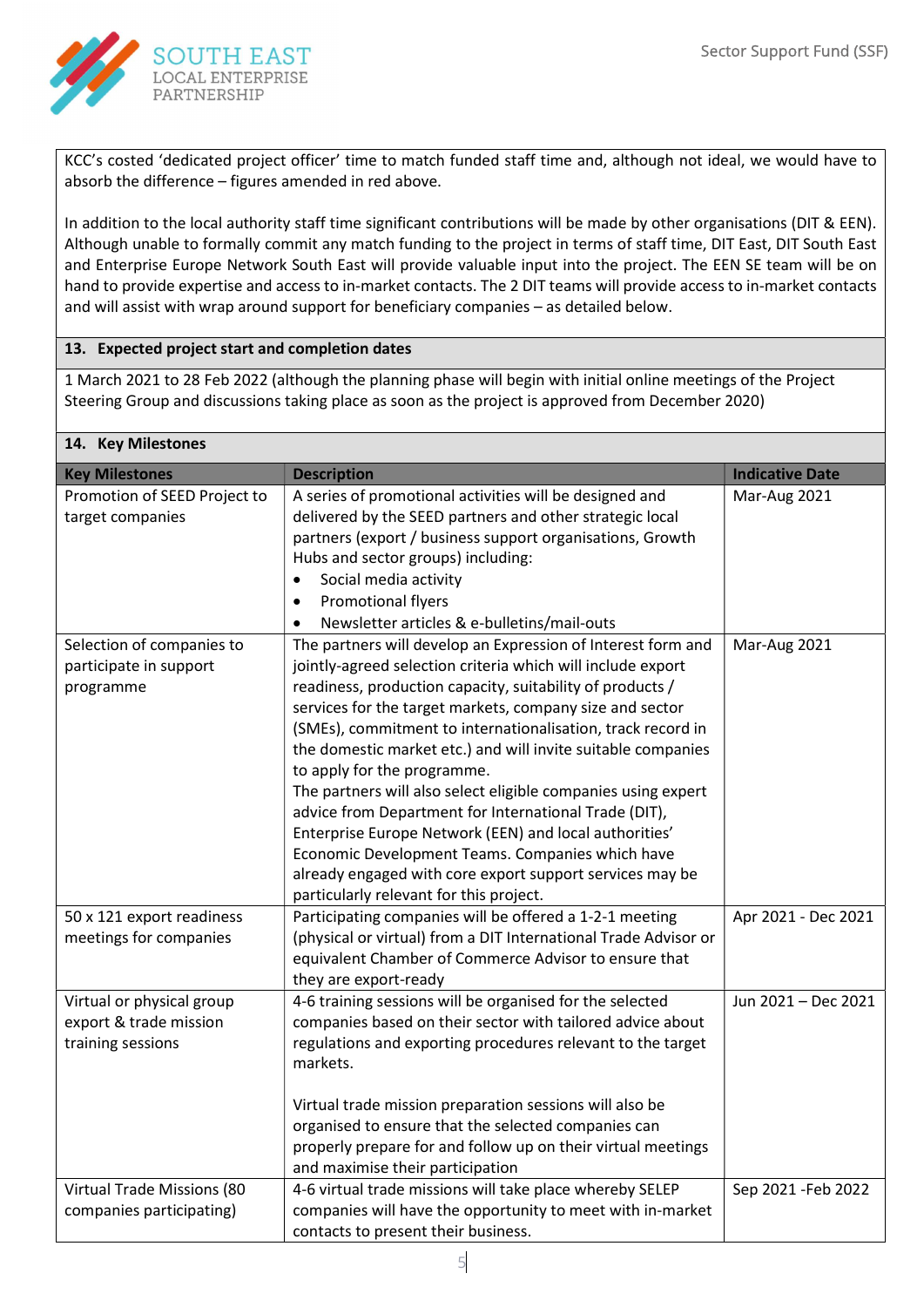KCC's costed 'dedicated project officer' time to match funded staff time and, although not ideal, we would have to absorb the difference – figures amended in red above.

In addition to the local authority staff time significant contributions will be made by other organisations (DIT & EEN). Although unable to formally commit any match funding to the project in terms of staff time, DIT East, DIT South East and Enterprise Europe Network South East will provide valuable input into the project. The EEN SE team will be on hand to provide expertise and access to in-market contacts. The 2 DIT teams will provide access to in-market contacts and will assist with wrap around support for beneficiary companies – as detailed below.

## 13. Expected project start and completion dates

1 March 2021 to 28 Feb 2022 (although the planning phase will begin with initial online meetings of the Project Steering Group and discussions taking place as soon as the project is approved from December 2020)

## 14. Key Milestones

| Key Milestones | Description | Indicative Date |
|---|---|---|
| Promotion of SEED Project to target companies | A series of promotional activities will be designed and delivered by the SEED partners and other strategic local partners (export / business support organisations, Growth Hubs and sector groups) including:<br>• Social media activity<br>• Promotional flyers<br>• Newsletter articles & e-bulletins/mail-outs | Mar-Aug 2021 |
| Selection of companies to participate in support programme | The partners will develop an Expression of Interest form and jointly-agreed selection criteria which will include export readiness, production capacity, suitability of products / services for the target markets, company size and sector (SMEs), commitment to internationalisation, track record in the domestic market etc.) and will invite suitable companies to apply for the programme.<br>The partners will also select eligible companies using expert advice from Department for International Trade (DIT), Enterprise Europe Network (EEN) and local authorities' Economic Development Teams. Companies which have already engaged with core export support services may be particularly relevant for this project. | Mar-Aug 2021 |
| 50 x 121 export readiness meetings for companies | Participating companies will be offered a 1-2-1 meeting (physical or virtual) from a DIT International Trade Advisor or equivalent Chamber of Commerce Advisor to ensure that they are export-ready | Apr 2021 - Dec 2021 |
| Virtual or physical group export & trade mission training sessions | 4-6 training sessions will be organised for the selected companies based on their sector with tailored advice about regulations and exporting procedures relevant to the target markets.<br><br>Virtual trade mission preparation sessions will also be organised to ensure that the selected companies can properly prepare for and follow up on their virtual meetings and maximise their participation | Jun 2021 – Dec 2021 |
| Virtual Trade Missions (80 companies participating) | 4-6 virtual trade missions will take place whereby SELEP companies will have the opportunity to meet with in-market contacts to present their business. | Sep 2021 -Feb 2022 |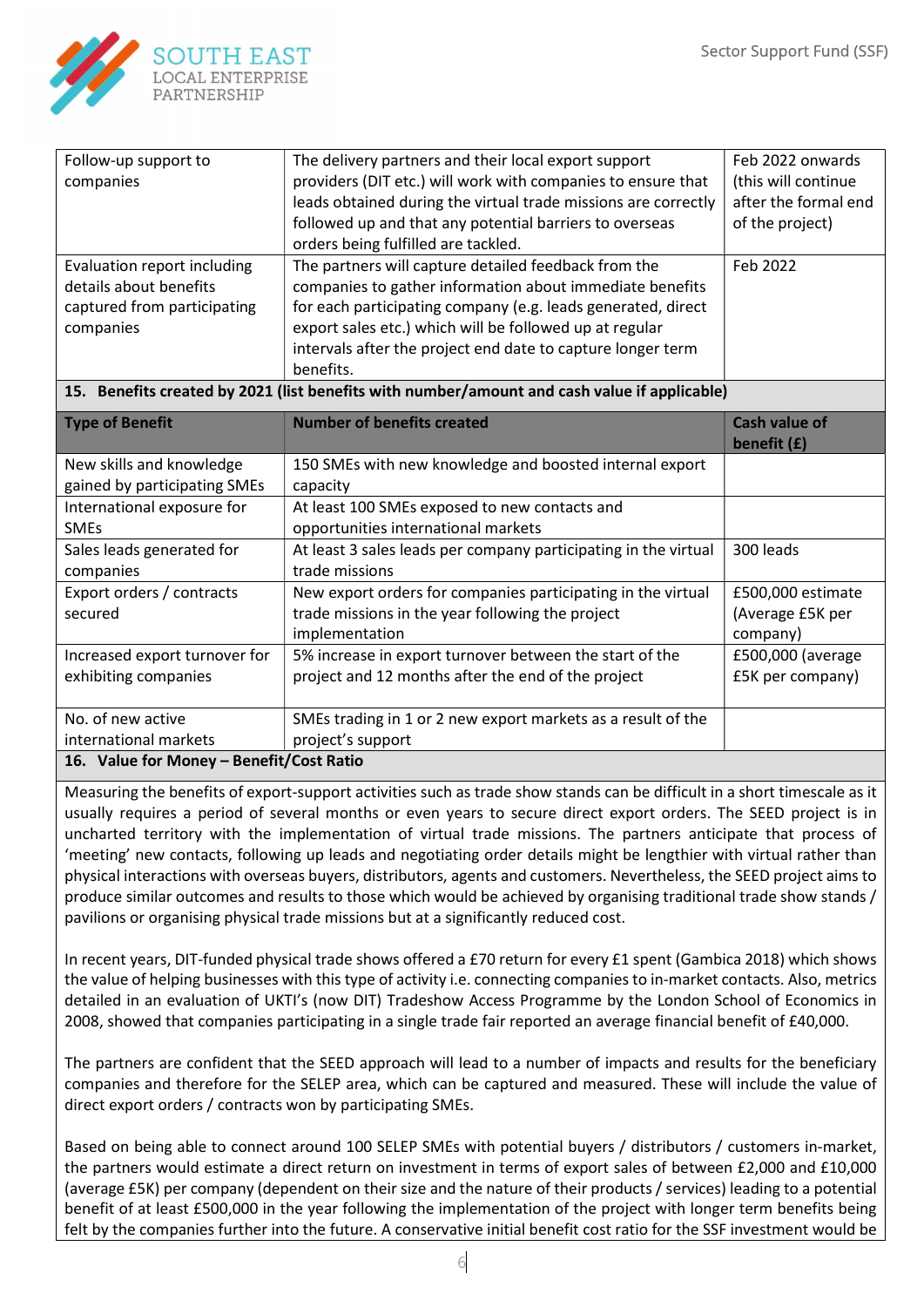| | | |
|---|---|---|
| Follow-up support to companies | The delivery partners and their local export support providers (DIT etc.) will work with companies to ensure that leads obtained during the virtual trade missions are correctly followed up and that any potential barriers to overseas orders being fulfilled are tackled. | Feb 2022 onwards (this will continue after the formal end of the project) |
| Evaluation report including details about benefits captured from participating companies | The partners will capture detailed feedback from the companies to gather information about immediate benefits for each participating company (e.g. leads generated, direct export sales etc.) which will be followed up at regular intervals after the project end date to capture longer term benefits. | Feb 2022 |

**15. Benefits created by 2021 (list benefits with number/amount and cash value if applicable)**

| Type of Benefit | Number of benefits created | Cash value of benefit (£) |
|---|---|---|
| New skills and knowledge gained by participating SMEs | 150 SMEs with new knowledge and boosted internal export capacity | |
| International exposure for SMEs | At least 100 SMEs exposed to new contacts and opportunities international markets | |
| Sales leads generated for companies | At least 3 sales leads per company participating in the virtual trade missions | 300 leads |
| Export orders / contracts secured | New export orders for companies participating in the virtual trade missions in the year following the project implementation | £500,000 estimate (Average £5K per company) |
| Increased export turnover for exhibiting companies | 5% increase in export turnover between the start of the project and 12 months after the end of the project | £500,000 (average £5K per company) |
| No. of new active international markets | SMEs trading in 1 or 2 new export markets as a result of the project's support | |

**16. Value for Money – Benefit/Cost Ratio**

Measuring the benefits of export-support activities such as trade show stands can be difficult in a short timescale as it usually requires a period of several months or even years to secure direct export orders. The SEED project is in uncharted territory with the implementation of virtual trade missions. The partners anticipate that process of 'meeting' new contacts, following up leads and negotiating order details might be lengthier with virtual rather than physical interactions with overseas buyers, distributors, agents and customers. Nevertheless, the SEED project aims to produce similar outcomes and results to those which would be achieved by organising traditional trade show stands / pavilions or organising physical trade missions but at a significantly reduced cost.

In recent years, DIT-funded physical trade shows offered a £70 return for every £1 spent (Gambica 2018) which shows the value of helping businesses with this type of activity i.e. connecting companies to in-market contacts. Also, metrics detailed in an evaluation of UKTI's (now DIT) Tradeshow Access Programme by the London School of Economics in 2008, showed that companies participating in a single trade fair reported an average financial benefit of £40,000.

The partners are confident that the SEED approach will lead to a number of impacts and results for the beneficiary companies and therefore for the SELEP area, which can be captured and measured. These will include the value of direct export orders / contracts won by participating SMEs.

Based on being able to connect around 100 SELEP SMEs with potential buyers / distributors / customers in-market, the partners would estimate a direct return on investment in terms of export sales of between £2,000 and £10,000 (average £5K) per company (dependent on their size and the nature of their products / services) leading to a potential benefit of at least £500,000 in the year following the implementation of the project with longer term benefits being felt by the companies further into the future. A conservative initial benefit cost ratio for the SSF investment would be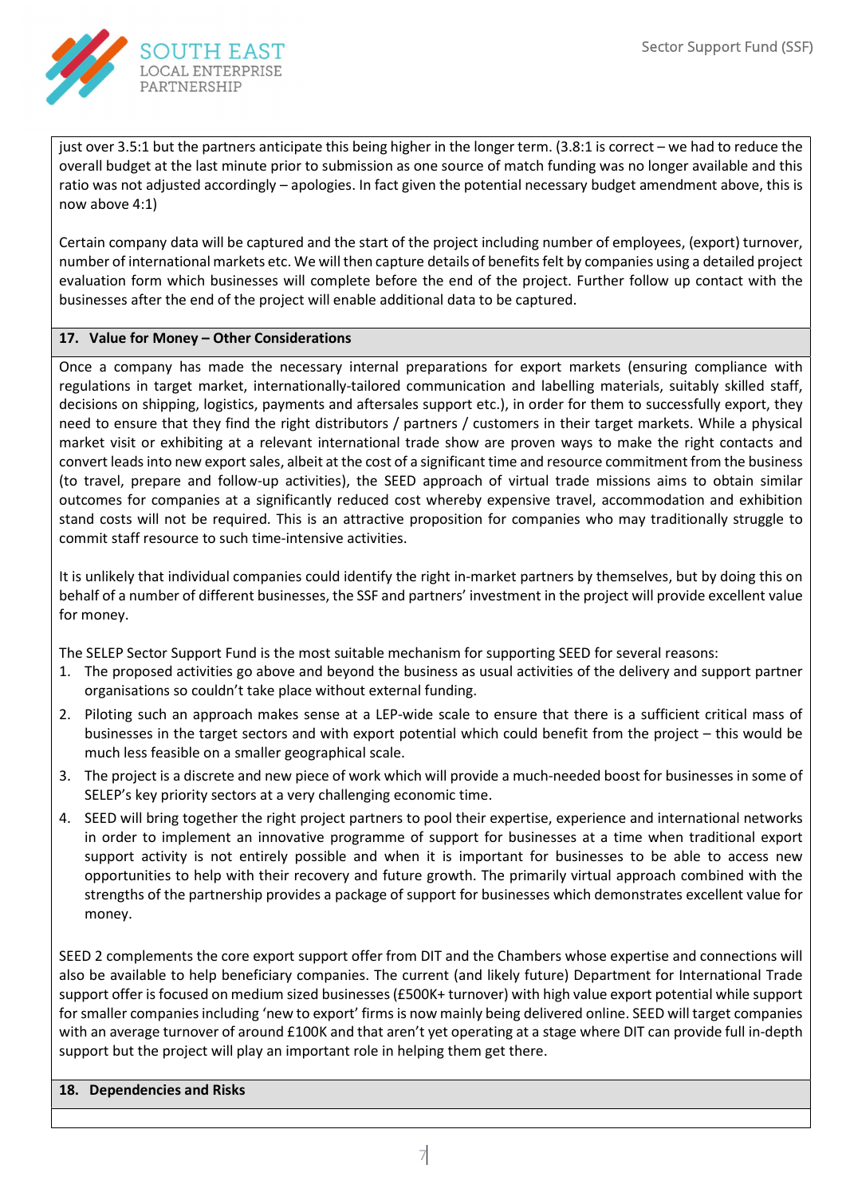just over 3.5:1 but the partners anticipate this being higher in the longer term. (3.8:1 is correct – we had to reduce the overall budget at the last minute prior to submission as one source of match funding was no longer available and this ratio was not adjusted accordingly – apologies. In fact given the potential necessary budget amendment above, this is now above 4:1)

Certain company data will be captured and the start of the project including number of employees, (export) turnover, number of international markets etc. We will then capture details of benefits felt by companies using a detailed project evaluation form which businesses will complete before the end of the project. Further follow up contact with the businesses after the end of the project will enable additional data to be captured.

## 17. Value for Money – Other Considerations

Once a company has made the necessary internal preparations for export markets (ensuring compliance with regulations in target market, internationally-tailored communication and labelling materials, suitably skilled staff, decisions on shipping, logistics, payments and aftersales support etc.), in order for them to successfully export, they need to ensure that they find the right distributors / partners / customers in their target markets. While a physical market visit or exhibiting at a relevant international trade show are proven ways to make the right contacts and convert leads into new export sales, albeit at the cost of a significant time and resource commitment from the business (to travel, prepare and follow-up activities), the SEED approach of virtual trade missions aims to obtain similar outcomes for companies at a significantly reduced cost whereby expensive travel, accommodation and exhibition stand costs will not be required. This is an attractive proposition for companies who may traditionally struggle to commit staff resource to such time-intensive activities.

It is unlikely that individual companies could identify the right in-market partners by themselves, but by doing this on behalf of a number of different businesses, the SSF and partners' investment in the project will provide excellent value for money.

The SELEP Sector Support Fund is the most suitable mechanism for supporting SEED for several reasons:

1. The proposed activities go above and beyond the business as usual activities of the delivery and support partner organisations so couldn't take place without external funding.
2. Piloting such an approach makes sense at a LEP-wide scale to ensure that there is a sufficient critical mass of businesses in the target sectors and with export potential which could benefit from the project – this would be much less feasible on a smaller geographical scale.
3. The project is a discrete and new piece of work which will provide a much-needed boost for businesses in some of SELEP's key priority sectors at a very challenging economic time.
4. SEED will bring together the right project partners to pool their expertise, experience and international networks in order to implement an innovative programme of support for businesses at a time when traditional export support activity is not entirely possible and when it is important for businesses to be able to access new opportunities to help with their recovery and future growth. The primarily virtual approach combined with the strengths of the partnership provides a package of support for businesses which demonstrates excellent value for money.

SEED 2 complements the core export support offer from DIT and the Chambers whose expertise and connections will also be available to help beneficiary companies. The current (and likely future) Department for International Trade support offer is focused on medium sized businesses (£500K+ turnover) with high value export potential while support for smaller companies including 'new to export' firms is now mainly being delivered online. SEED will target companies with an average turnover of around £100K and that aren't yet operating at a stage where DIT can provide full in-depth support but the project will play an important role in helping them get there.

## 18. Dependencies and Risks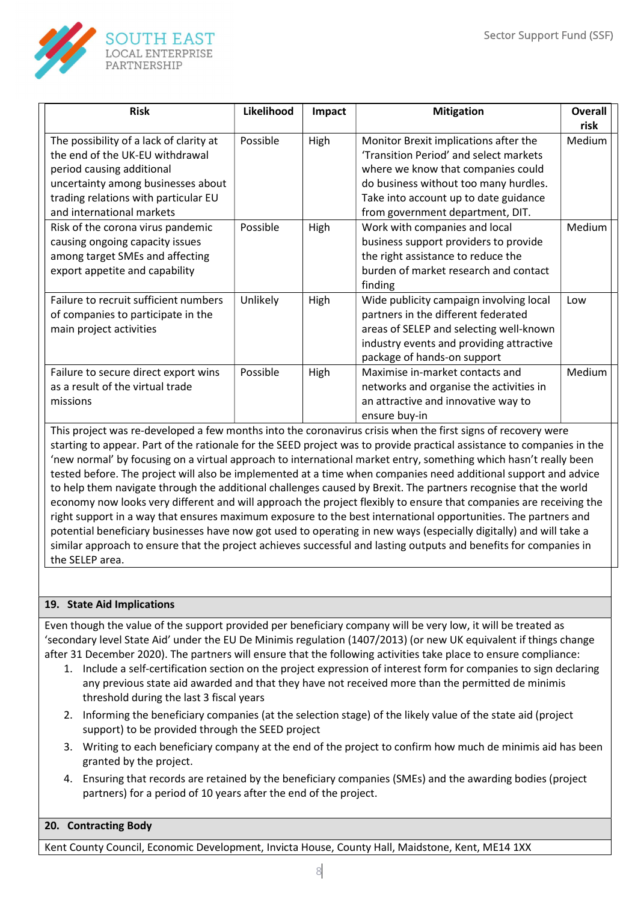| Risk | Likelihood | Impact | Mitigation | Overall risk |
| --- | --- | --- | --- | --- |
| The possibility of a lack of clarity at the end of the UK-EU withdrawal period causing additional uncertainty among businesses about trading relations with particular EU and international markets | Possible | High | Monitor Brexit implications after the 'Transition Period' and select markets where we know that companies could do business without too many hurdles. Take into account up to date guidance from government department, DIT. | Medium |
| Risk of the corona virus pandemic causing ongoing capacity issues among target SMEs and affecting export appetite and capability | Possible | High | Work with companies and local business support providers to provide the right assistance to reduce the burden of market research and contact finding | Medium |
| Failure to recruit sufficient numbers of companies to participate in the main project activities | Unlikely | High | Wide publicity campaign involving local partners in the different federated areas of SELEP and selecting well-known industry events and providing attractive package of hands-on support | Low |
| Failure to secure direct export wins as a result of the virtual trade missions | Possible | High | Maximise in-market contacts and networks and organise the activities in an attractive and innovative way to ensure buy-in | Medium |

This project was re-developed a few months into the coronavirus crisis when the first signs of recovery were starting to appear. Part of the rationale for the SEED project was to provide practical assistance to companies in the 'new normal' by focusing on a virtual approach to international market entry, something which hasn't really been tested before. The project will also be implemented at a time when companies need additional support and advice to help them navigate through the additional challenges caused by Brexit. The partners recognise that the world economy now looks very different and will approach the project flexibly to ensure that companies are receiving the right support in a way that ensures maximum exposure to the best international opportunities. The partners and potential beneficiary businesses have now got used to operating in new ways (especially digitally) and will take a similar approach to ensure that the project achieves successful and lasting outputs and benefits for companies in the SELEP area.

## 19. State Aid Implications

Even though the value of the support provided per beneficiary company will be very low, it will be treated as 'secondary level State Aid' under the EU De Minimis regulation (1407/2013) (or new UK equivalent if things change after 31 December 2020). The partners will ensure that the following activities take place to ensure compliance:

1. Include a self-certification section on the project expression of interest form for companies to sign declaring any previous state aid awarded and that they have not received more than the permitted de minimis threshold during the last 3 fiscal years
2. Informing the beneficiary companies (at the selection stage) of the likely value of the state aid (project support) to be provided through the SEED project
3. Writing to each beneficiary company at the end of the project to confirm how much de minimis aid has been granted by the project.
4. Ensuring that records are retained by the beneficiary companies (SMEs) and the awarding bodies (project partners) for a period of 10 years after the end of the project.

## 20. Contracting Body

Kent County Council, Economic Development, Invicta House, County Hall, Maidstone, Kent, ME14 1XX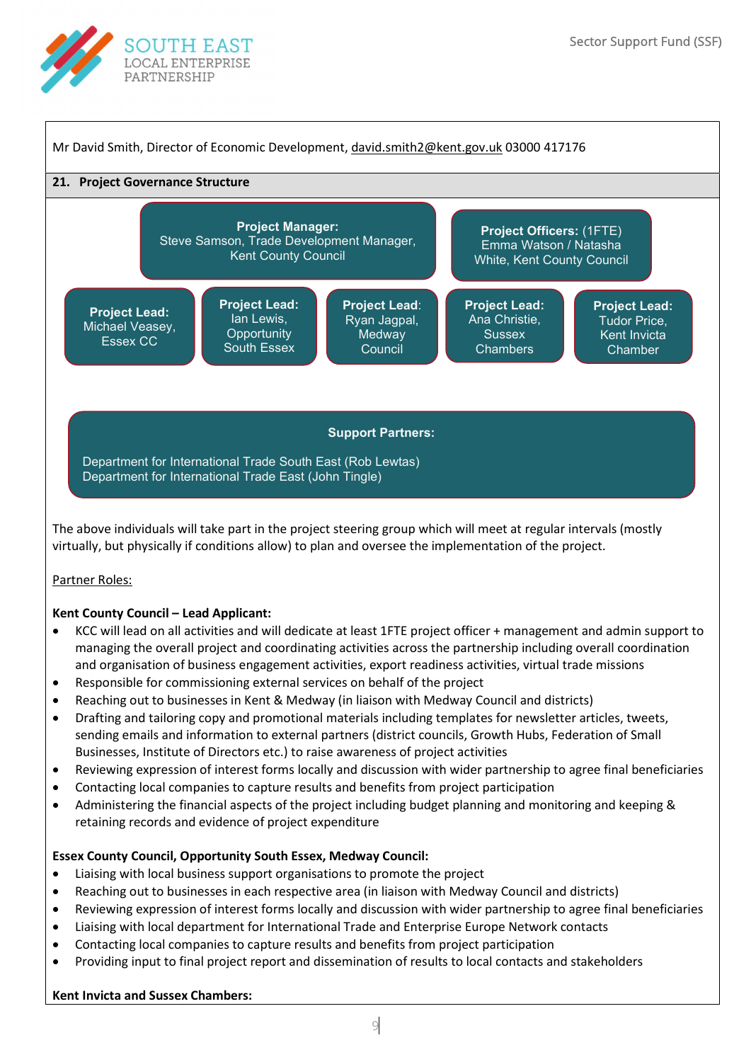Mr David Smith, Director of Economic Development, david.smith2@kent.gov.uk 03000 417176

## 21. Project Governance Structure

**Project Manager:** Steve Samson, Trade Development Manager, Kent County Council

**Project Officers:** (1FTE) Emma Watson / Natasha White, Kent County Council

**Project Lead:** Michael Veasey, Essex CC

**Project Lead:** Ian Lewis, Opportunity South Essex

**Project Lead:** Ryan Jagpal, Medway Council

**Project Lead:** Ana Christie, Sussex Chambers

**Project Lead:** Tudor Price, Kent Invicta Chamber

**Support Partners:**

Department for International Trade South East (Rob Lewtas)
Department for International Trade East (John Tingle)

The above individuals will take part in the project steering group which will meet at regular intervals (mostly virtually, but physically if conditions allow) to plan and oversee the implementation of the project.

Partner Roles:

**Kent County Council – Lead Applicant:**

- KCC will lead on all activities and will dedicate at least 1FTE project officer + management and admin support to managing the overall project and coordinating activities across the partnership including overall coordination and organisation of business engagement activities, export readiness activities, virtual trade missions
- Responsible for commissioning external services on behalf of the project
- Reaching out to businesses in Kent & Medway (in liaison with Medway Council and districts)
- Drafting and tailoring copy and promotional materials including templates for newsletter articles, tweets, sending emails and information to external partners (district councils, Growth Hubs, Federation of Small Businesses, Institute of Directors etc.) to raise awareness of project activities
- Reviewing expression of interest forms locally and discussion with wider partnership to agree final beneficiaries
- Contacting local companies to capture results and benefits from project participation
- Administering the financial aspects of the project including budget planning and monitoring and keeping & retaining records and evidence of project expenditure

**Essex County Council, Opportunity South Essex, Medway Council:**

- Liaising with local business support organisations to promote the project
- Reaching out to businesses in each respective area (in liaison with Medway Council and districts)
- Reviewing expression of interest forms locally and discussion with wider partnership to agree final beneficiaries
- Liaising with local department for International Trade and Enterprise Europe Network contacts
- Contacting local companies to capture results and benefits from project participation
- Providing input to final project report and dissemination of results to local contacts and stakeholders

**Kent Invicta and Sussex Chambers:**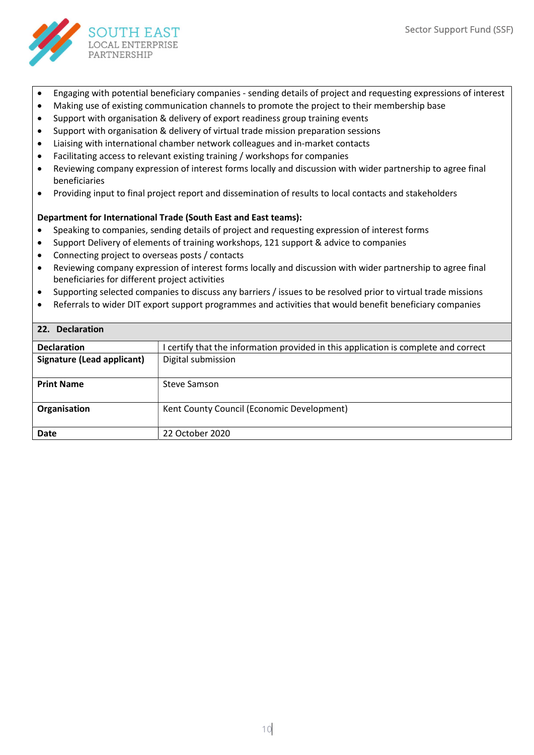- Engaging with potential beneficiary companies - sending details of project and requesting expressions of interest
- Making use of existing communication channels to promote the project to their membership base
- Support with organisation & delivery of export readiness group training events
- Support with organisation & delivery of virtual trade mission preparation sessions
- Liaising with international chamber network colleagues and in-market contacts
- Facilitating access to relevant existing training / workshops for companies
- Reviewing company expression of interest forms locally and discussion with wider partnership to agree final beneficiaries
- Providing input to final project report and dissemination of results to local contacts and stakeholders

**Department for International Trade (South East and East teams):**

- Speaking to companies, sending details of project and requesting expression of interest forms
- Support Delivery of elements of training workshops, 121 support & advice to companies
- Connecting project to overseas posts / contacts
- Reviewing company expression of interest forms locally and discussion with wider partnership to agree final beneficiaries for different project activities
- Supporting selected companies to discuss any barriers / issues to be resolved prior to virtual trade missions
- Referrals to wider DIT export support programmes and activities that would benefit beneficiary companies

## 22. Declaration

| | |
|---|---|
| **Declaration** | I certify that the information provided in this application is complete and correct |
| **Signature (Lead applicant)** | Digital submission |
| **Print Name** | Steve Samson |
| **Organisation** | Kent County Council (Economic Development) |
| **Date** | 22 October 2020 |